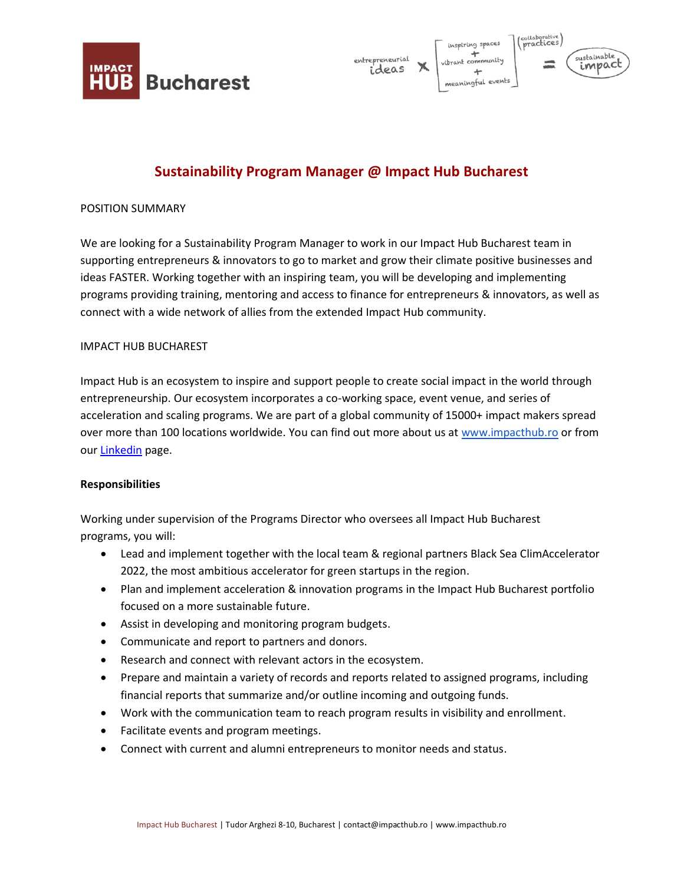# Sustainability Program Manager @ Impact Hub Bucharest

POSITION SUMMARY

We are looking for a Sustainability Program Manager to work in our Impact Hub Bucharest team in supporting entrepreneurs & innovators to go to market and grow their climate positive businesses and ideas FASTER. Working together with an inspiring team, you will be developing and implementing programs providing training, mentoring and access to finance for entrepreneurs & innovators, as well as connect with a wide network of allies from the extended Impact Hub community.

IMPACT HUB BUCHAREST

Impact Hub is an ecosystem to inspire and support people to create social impact in the world through entrepreneurship. Our ecosystem incorporates a co-working space, event venue, and series of acceleration and scaling programs. We are part of a global community of 15000+ impact makers spread over more than 100 locations worldwide. You can find out more about us at www.impacthub.ro or from our Linkedin page.

**Responsibilities**

Working under supervision of the Programs Director who oversees all Impact Hub Bucharest programs, you will:

- Lead and implement together with the local team & regional partners Black Sea ClimAccelerator 2022, the most ambitious accelerator for green startups in the region.
- Plan and implement acceleration & innovation programs in the Impact Hub Bucharest portfolio focused on a more sustainable future.
- Assist in developing and monitoring program budgets.
- Communicate and report to partners and donors.
- Research and connect with relevant actors in the ecosystem.
- Prepare and maintain a variety of records and reports related to assigned programs, including financial reports that summarize and/or outline incoming and outgoing funds.
- Work with the communication team to reach program results in visibility and enrollment.
- Facilitate events and program meetings.
- Connect with current and alumni entrepreneurs to monitor needs and status.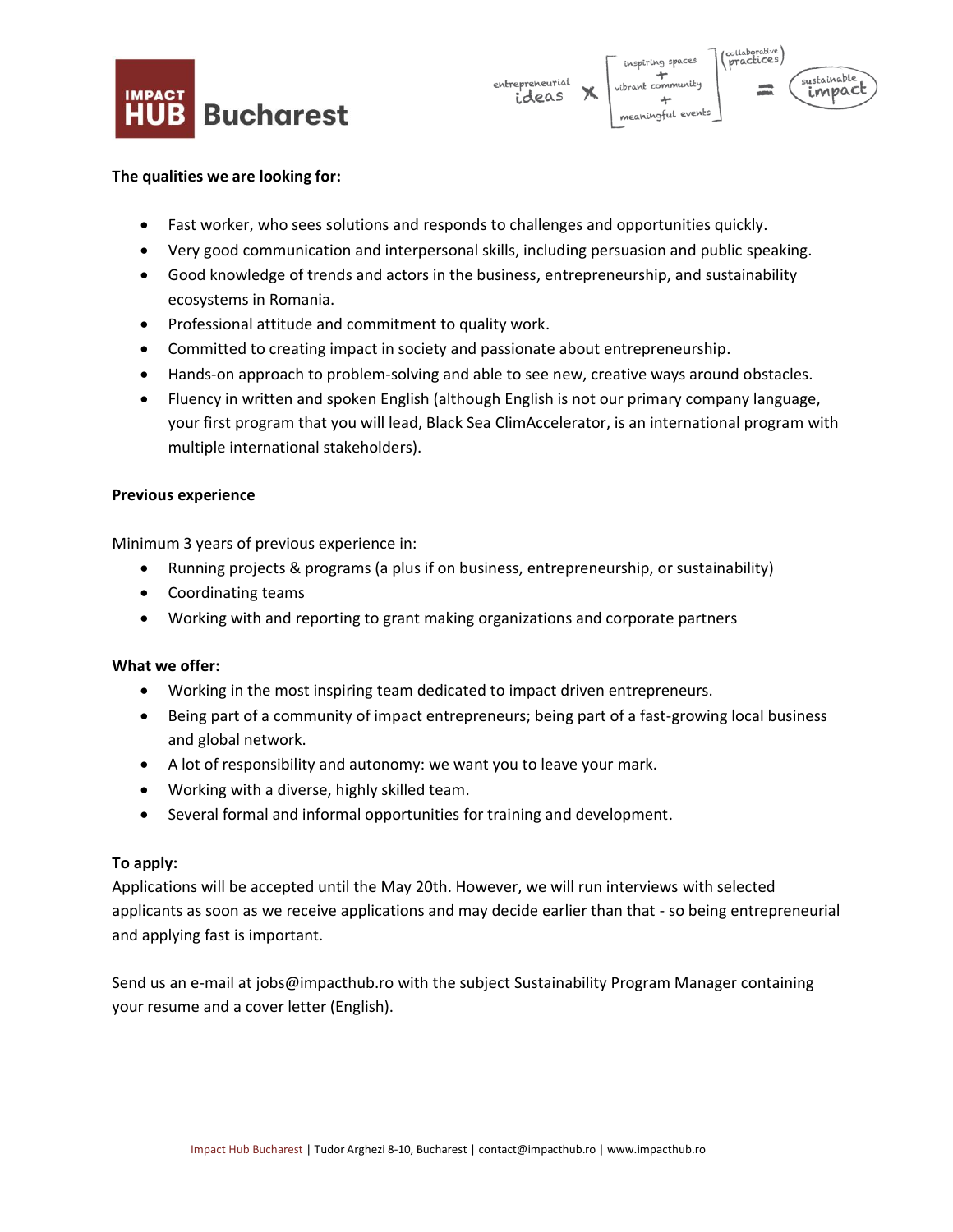**The qualities we are looking for:**

- Fast worker, who sees solutions and responds to challenges and opportunities quickly.
- Very good communication and interpersonal skills, including persuasion and public speaking.
- Good knowledge of trends and actors in the business, entrepreneurship, and sustainability ecosystems in Romania.
- Professional attitude and commitment to quality work.
- Committed to creating impact in society and passionate about entrepreneurship.
- Hands-on approach to problem-solving and able to see new, creative ways around obstacles.
- Fluency in written and spoken English (although English is not our primary company language, your first program that you will lead, Black Sea ClimAccelerator, is an international program with multiple international stakeholders).

**Previous experience**

Minimum 3 years of previous experience in:

- Running projects & programs (a plus if on business, entrepreneurship, or sustainability)
- Coordinating teams
- Working with and reporting to grant making organizations and corporate partners

**What we offer:**

- Working in the most inspiring team dedicated to impact driven entrepreneurs.
- Being part of a community of impact entrepreneurs; being part of a fast-growing local business and global network.
- A lot of responsibility and autonomy: we want you to leave your mark.
- Working with a diverse, highly skilled team.
- Several formal and informal opportunities for training and development.

**To apply:**

Applications will be accepted until the May 20th. However, we will run interviews with selected applicants as soon as we receive applications and may decide earlier than that - so being entrepreneurial and applying fast is important.

Send us an e-mail at jobs@impacthub.ro with the subject Sustainability Program Manager containing your resume and a cover letter (English).